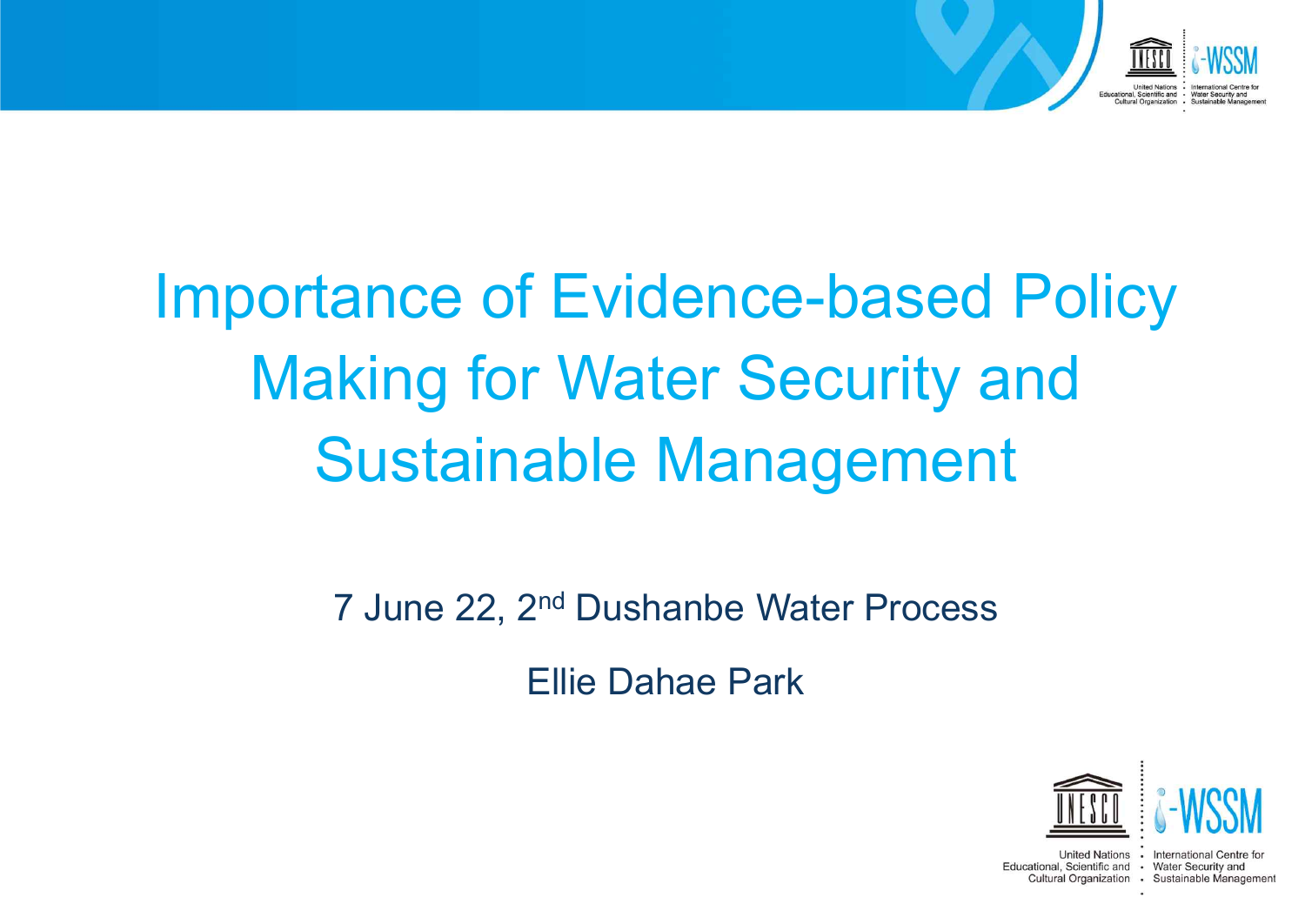# Importance of Evidence-based Policy Making for Water Security and Sustainable Management

7 June 22, 2nd Dushanbe Water Process

Ellie Dahae Park

UNESCO | i-WSSM

United Nations Educational, Scientific and Cultural Organization · International Centre for Water Security and Sustainable Management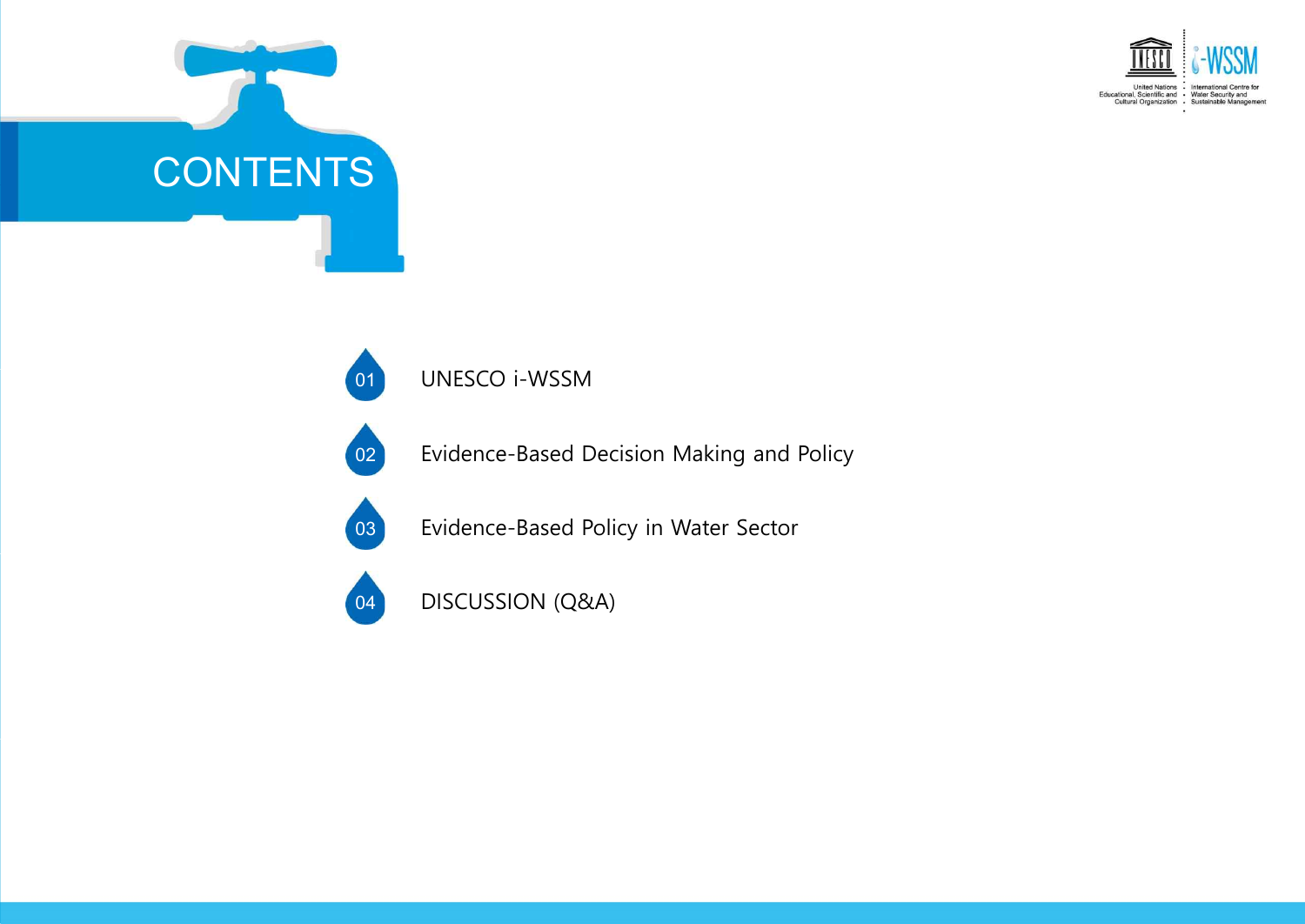# CONTENTS

01 UNESCO i-WSSM

02 Evidence-Based Decision Making and Policy

03 Evidence-Based Policy in Water Sector

04 DISCUSSION (Q&A)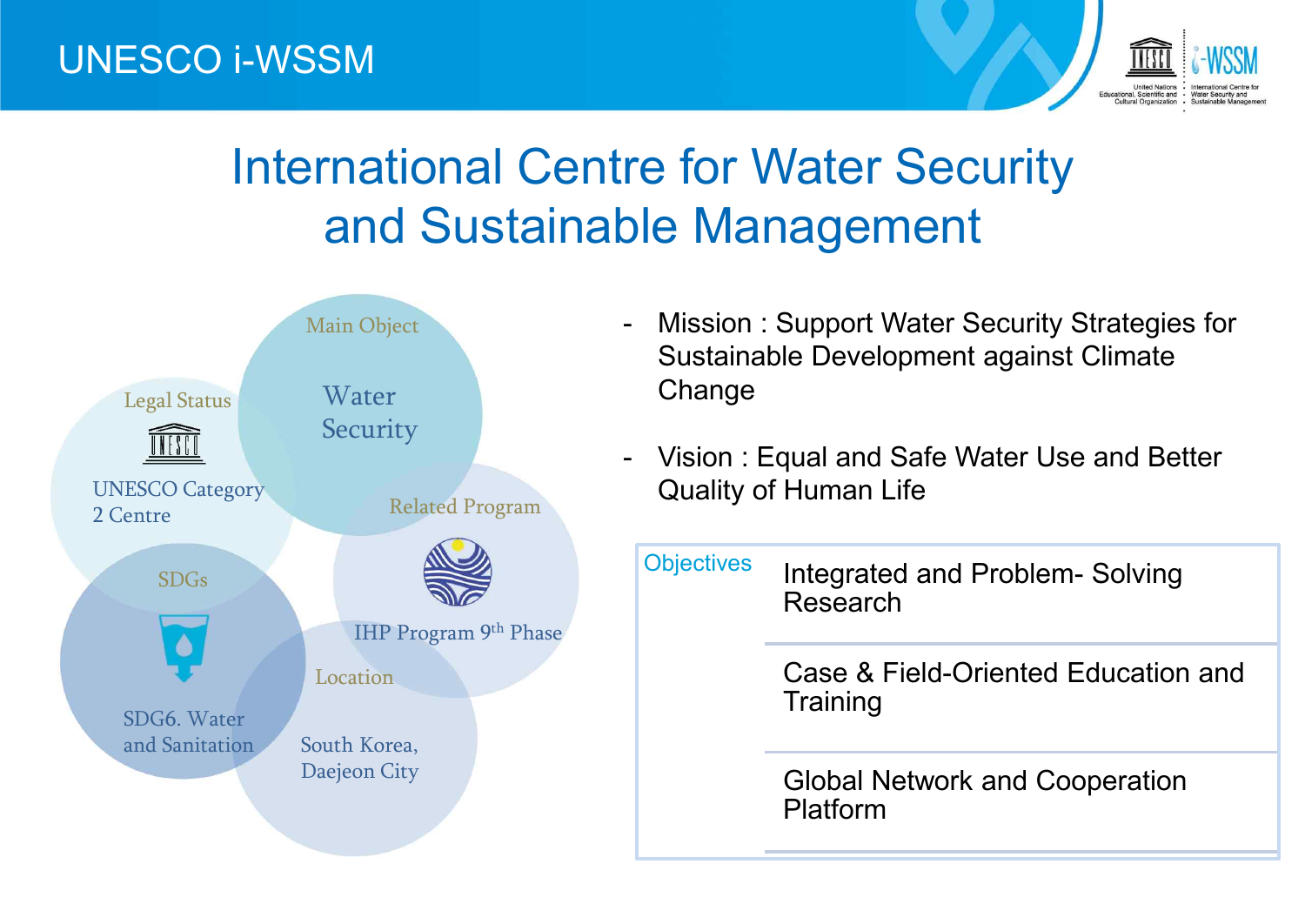# International Centre for Water Security and Sustainable Management

**Main Object**
Water Security

**Legal Status**
UNESCO Category 2 Centre

**Related Program**
IHP Program 9th Phase

**SDGs**
SDG6. Water and Sanitation

**Location**
South Korea, Daejeon City

- Mission : Support Water Security Strategies for Sustainable Development against Climate Change
- Vision : Equal and Safe Water Use and Better Quality of Human Life

| Objectives | |
|---|---|
| | Integrated and Problem- Solving Research |
| | Case & Field-Oriented Education and Training |
| | Global Network and Cooperation Platform |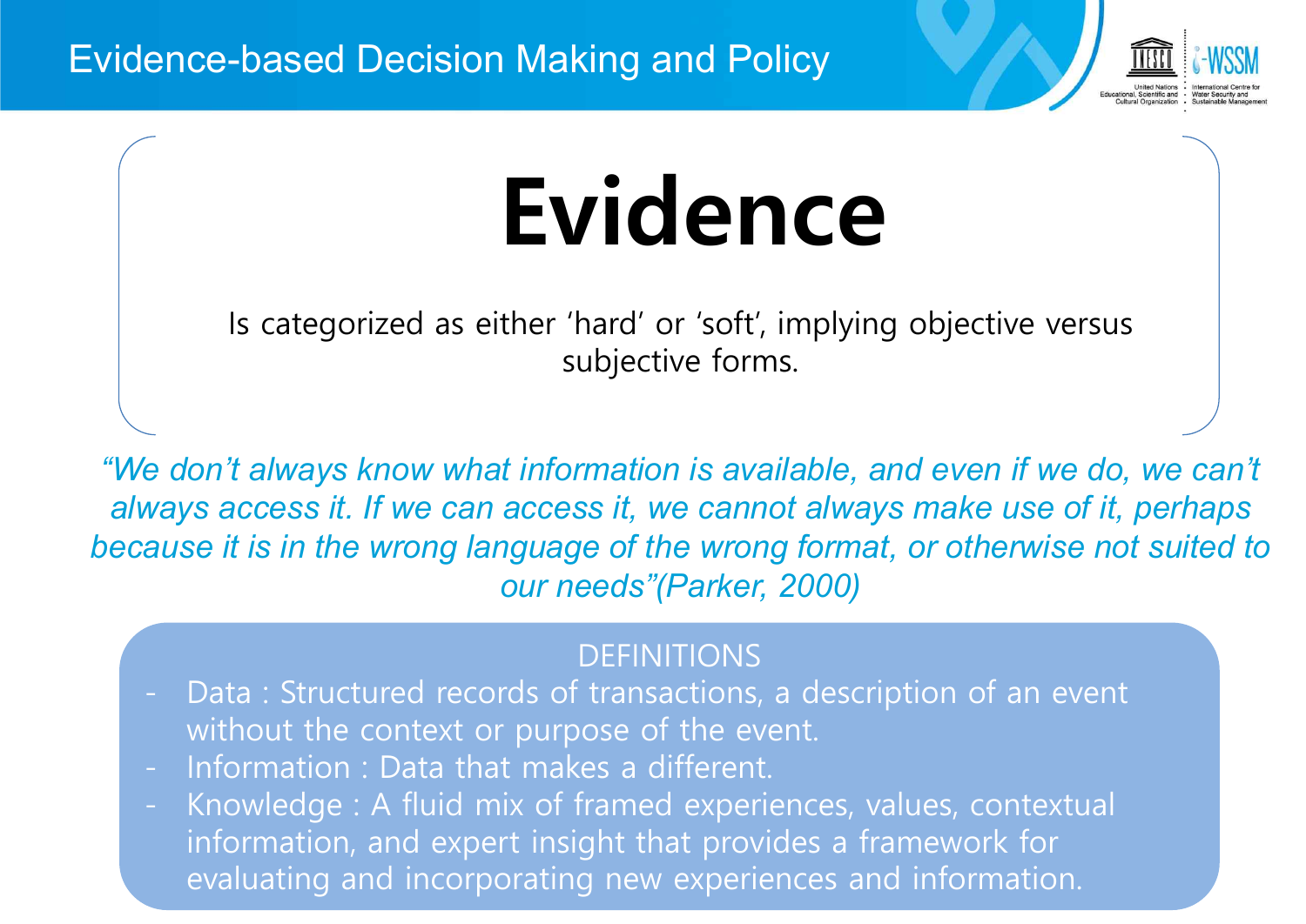# Evidence

Is categorized as either 'hard' or 'soft', implying objective versus subjective forms.

*"We don't always know what information is available, and even if we do, we can't always access it. If we can access it, we cannot always make use of it, perhaps because it is in the wrong language of the wrong format, or otherwise not suited to our needs"(Parker, 2000)*

DEFINITIONS

- Data : Structured records of transactions, a description of an event without the context or purpose of the event.
- Information : Data that makes a different.
- Knowledge : A fluid mix of framed experiences, values, contextual information, and expert insight that provides a framework for evaluating and incorporating new experiences and information.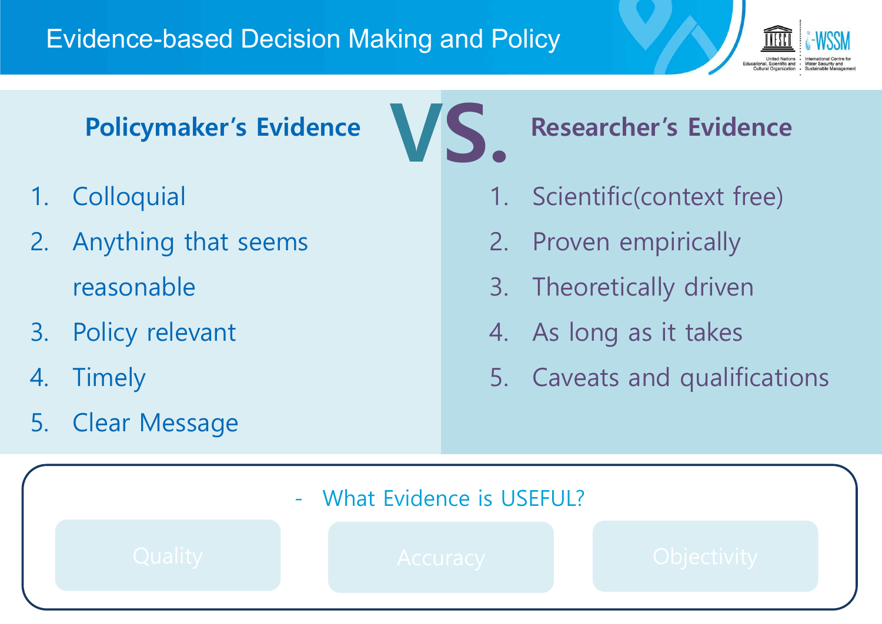# Evidence-based Decision Making and Policy

## Policymaker's Evidence

1. Colloquial
2. Anything that seems reasonable
3. Policy relevant
4. Timely
5. Clear Message

## VS.

## Researcher's Evidence

1. Scientific(context free)
2. Proven empirically
3. Theoretically driven
4. As long as it takes
5. Caveats and qualifications

- What Evidence is USEFUL?

Quality | Accuracy | Objectivity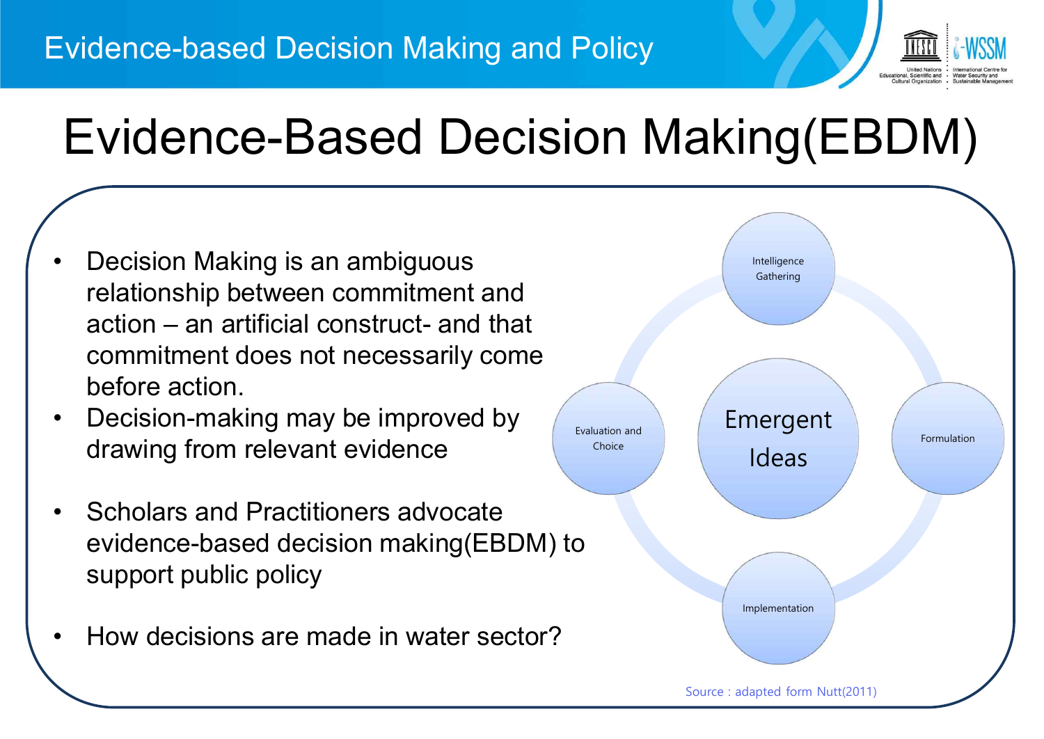# Evidence-Based Decision Making(EBDM)

- Decision Making is an ambiguous relationship between commitment and action – an artificial construct- and that commitment does not necessarily come before action.
- Decision-making may be improved by drawing from relevant evidence
- Scholars and Practitioners advocate evidence-based decision making(EBDM) to support public policy
- How decisions are made in water sector?

Intelligence Gathering

Evaluation and Choice

Emergent Ideas

Formulation

Implementation

Source : adapted form Nutt(2011)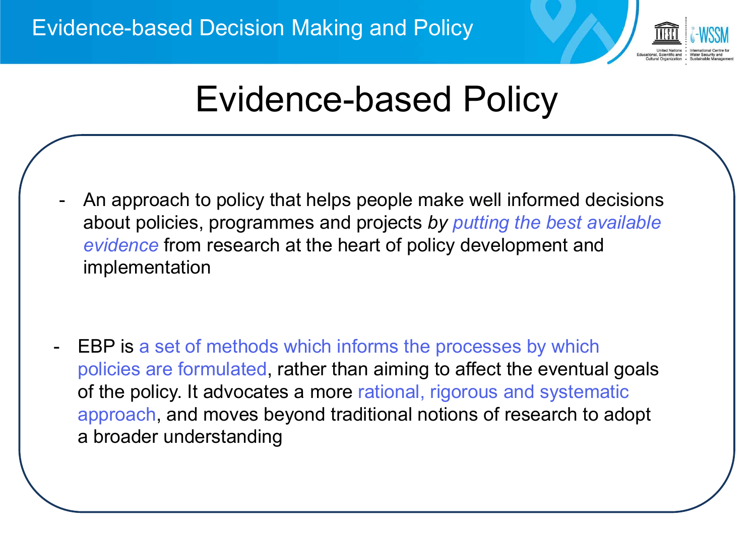# Evidence-based Policy

- An approach to policy that helps people make well informed decisions about policies, programmes and projects *by putting the best available evidence* from research at the heart of policy development and implementation

- EBP is a set of methods which informs the processes by which policies are formulated, rather than aiming to affect the eventual goals of the policy. It advocates a more rational, rigorous and systematic approach, and moves beyond traditional notions of research to adopt a broader understanding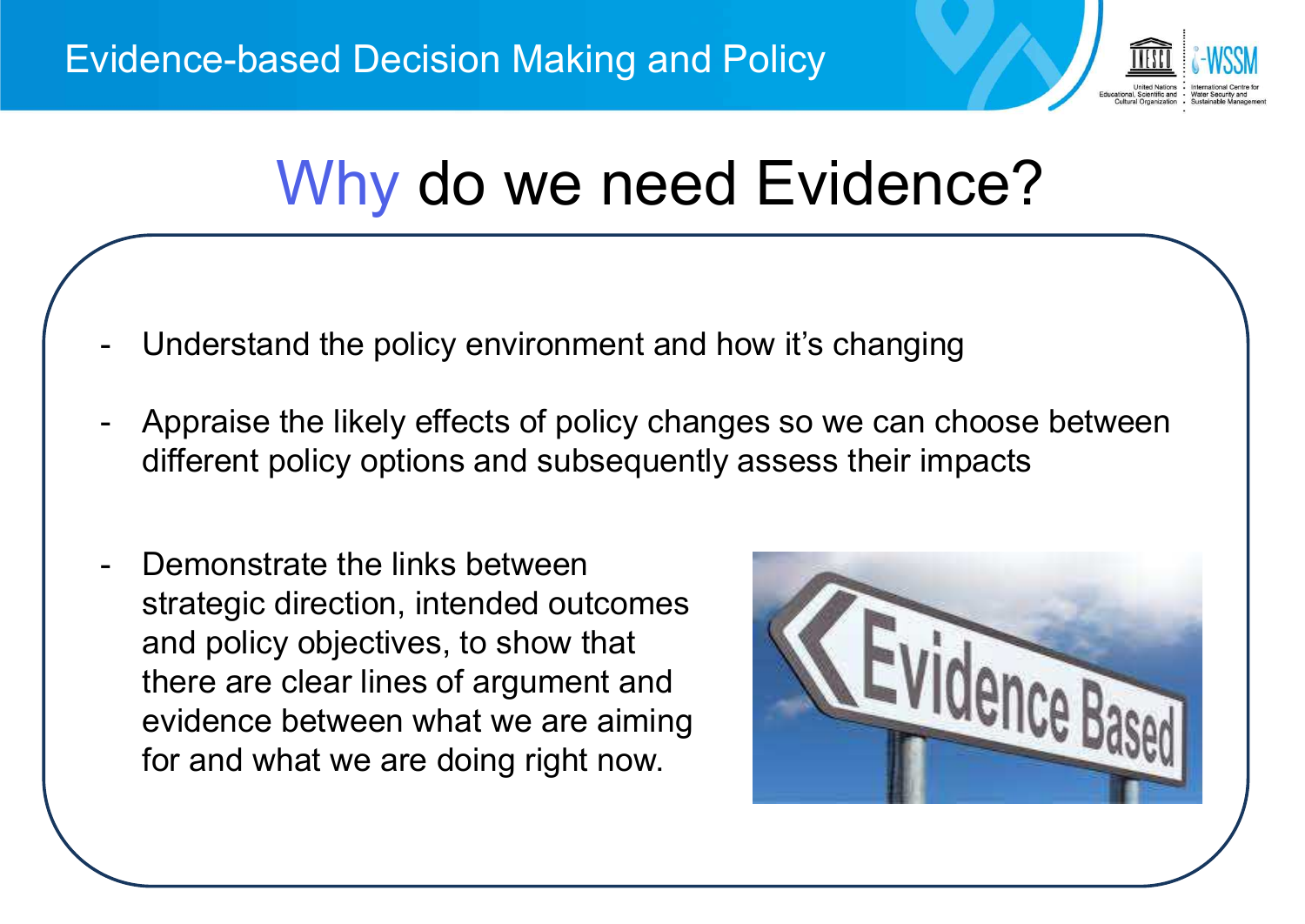# Why do we need Evidence?

- Understand the policy environment and how it's changing
- Appraise the likely effects of policy changes so we can choose between different policy options and subsequently assess their impacts
- Demonstrate the links between strategic direction, intended outcomes and policy objectives, to show that there are clear lines of argument and evidence between what we are aiming for and what we are doing right now.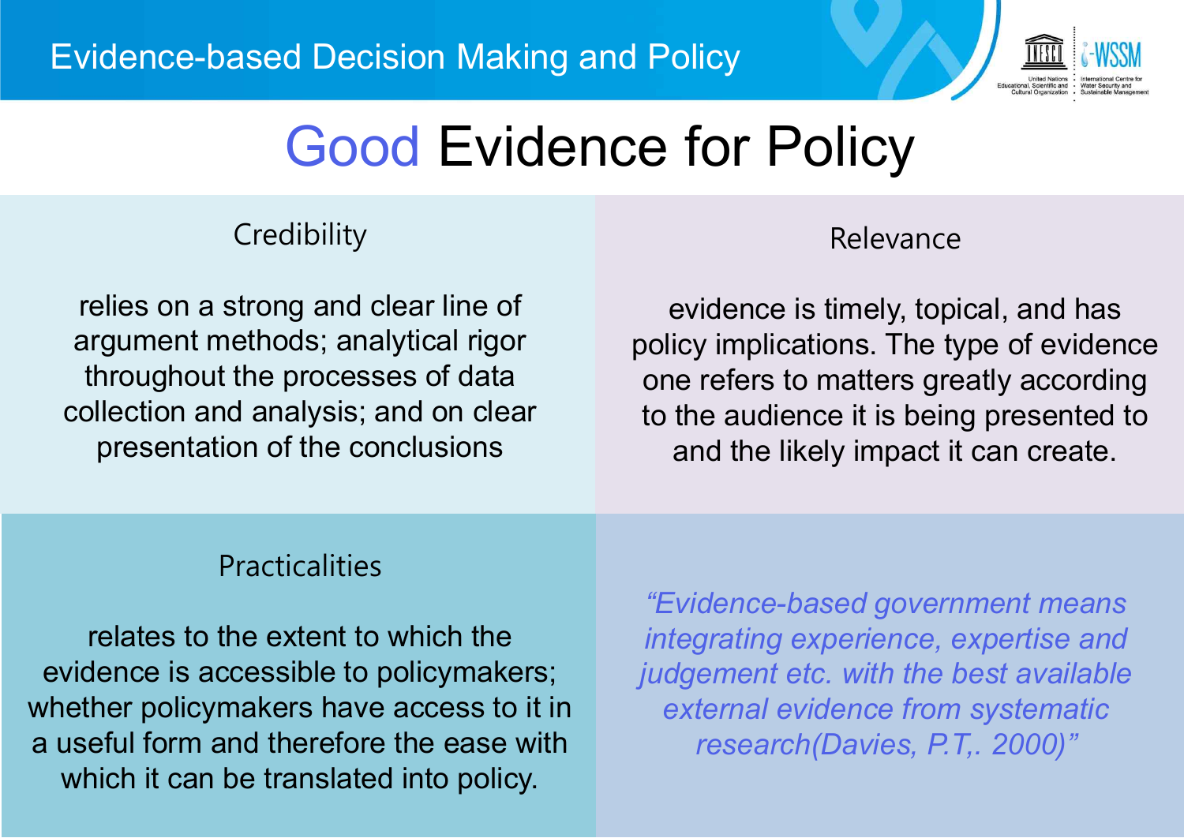# Good Evidence for Policy

### Credibility

relies on a strong and clear line of argument methods; analytical rigor throughout the processes of data collection and analysis; and on clear presentation of the conclusions

### Relevance

evidence is timely, topical, and has policy implications. The type of evidence one refers to matters greatly according to the audience it is being presented to and the likely impact it can create.

### Practicalities

relates to the extent to which the evidence is accessible to policymakers; whether policymakers have access to it in a useful form and therefore the ease with which it can be translated into policy.

*“Evidence-based government means integrating experience, expertise and judgement etc. with the best available external evidence from systematic research(Davies, P.T,. 2000)”*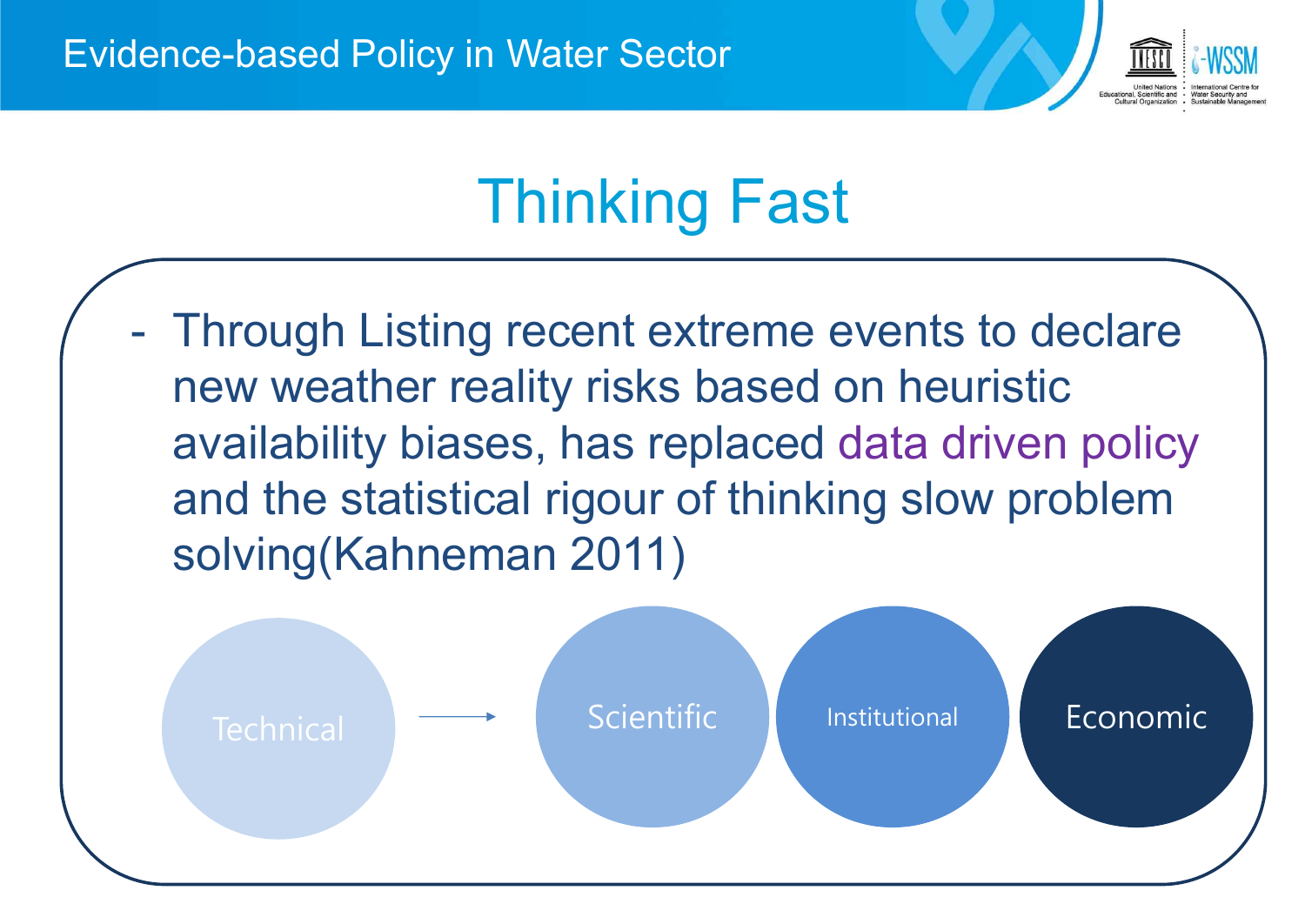# Thinking Fast

- Through Listing recent extreme events to declare new weather reality risks based on heuristic availability biases, has replaced data driven policy and the statistical rigour of thinking slow problem solving(Kahneman 2011)

Technical → Scientific Institutional Economic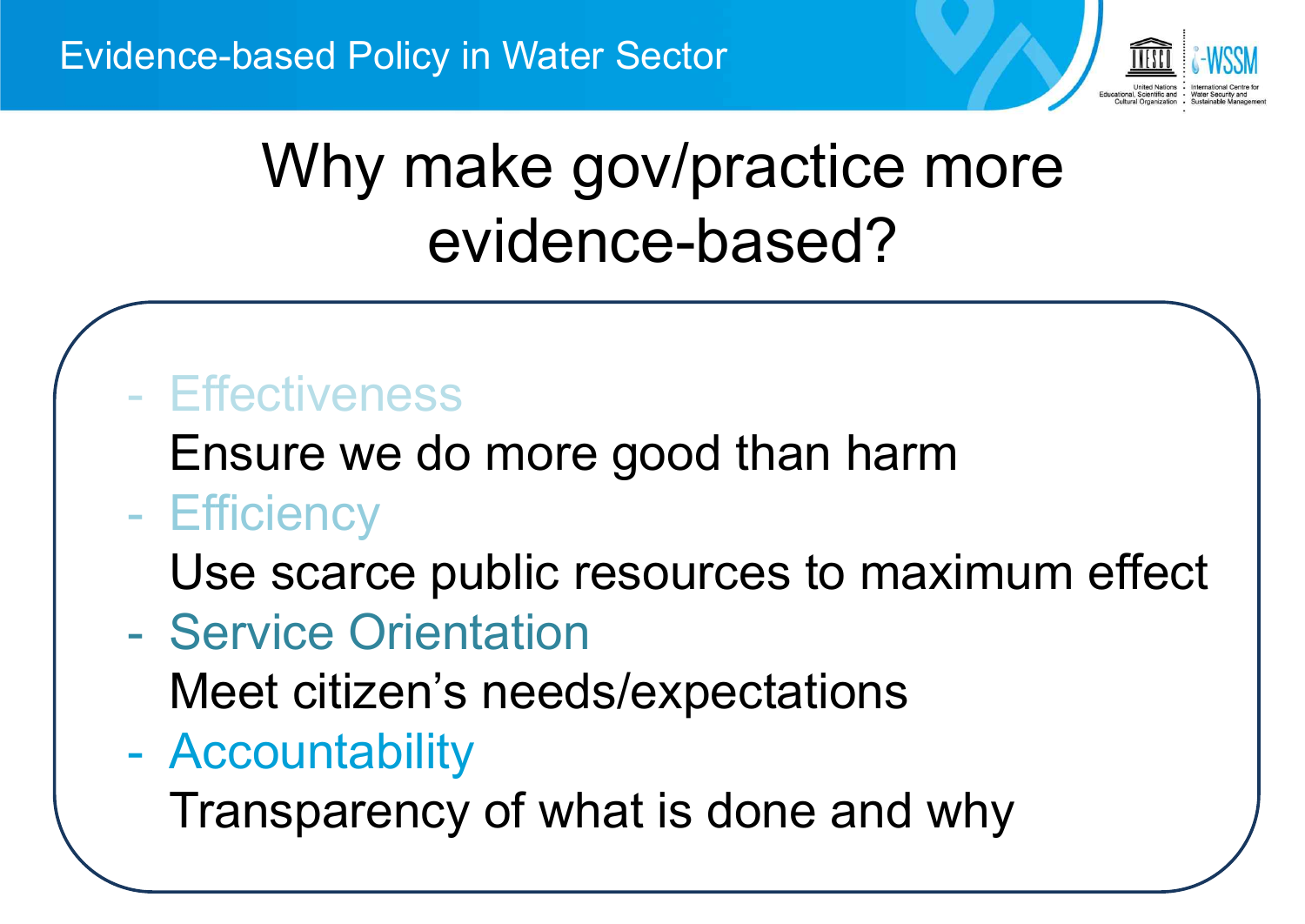# Why make gov/practice more evidence-based?

- Effectiveness
  Ensure we do more good than harm
- Efficiency
  Use scarce public resources to maximum effect
- Service Orientation
  Meet citizen's needs/expectations
- Accountability
  Transparency of what is done and why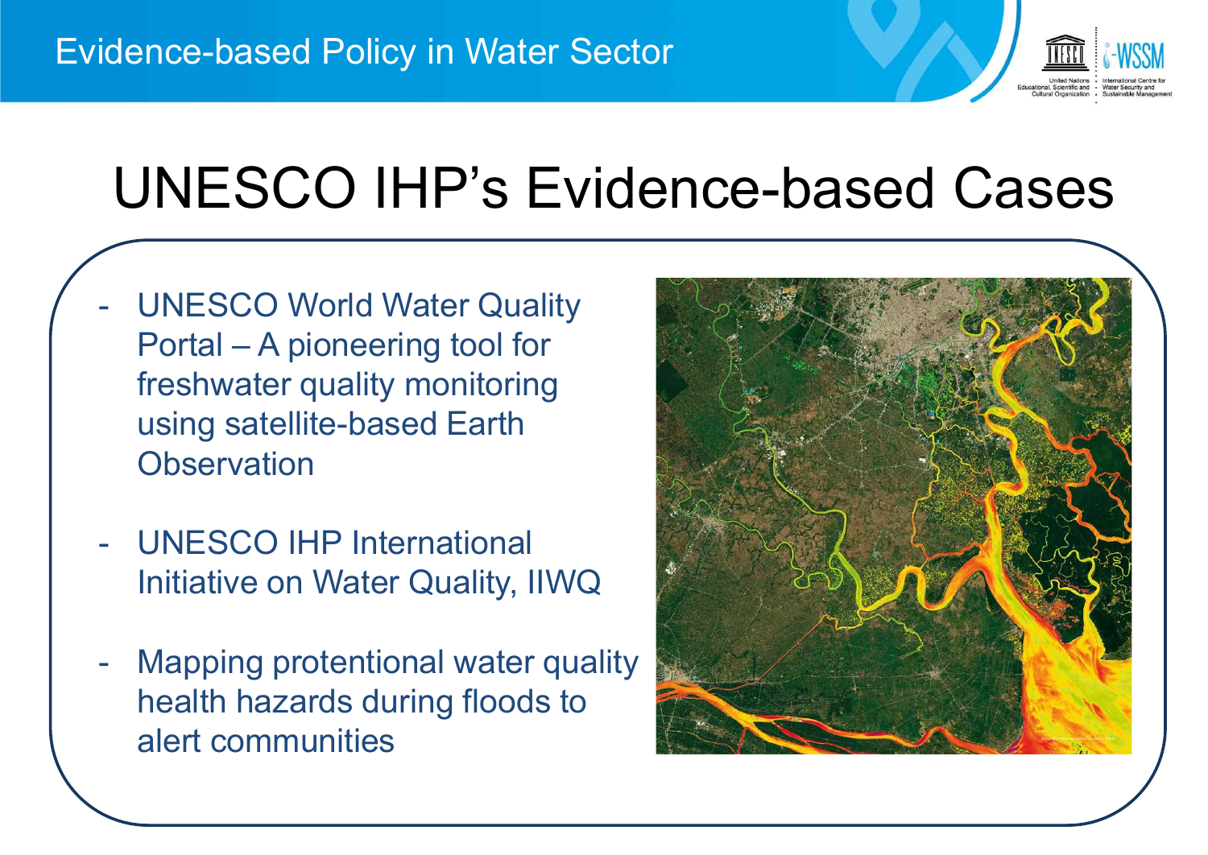# UNESCO IHP's Evidence-based Cases

- UNESCO World Water Quality Portal – A pioneering tool for freshwater quality monitoring using satellite-based Earth Observation
- UNESCO IHP International Initiative on Water Quality, IIWQ
- Mapping protentional water quality health hazards during floods to alert communities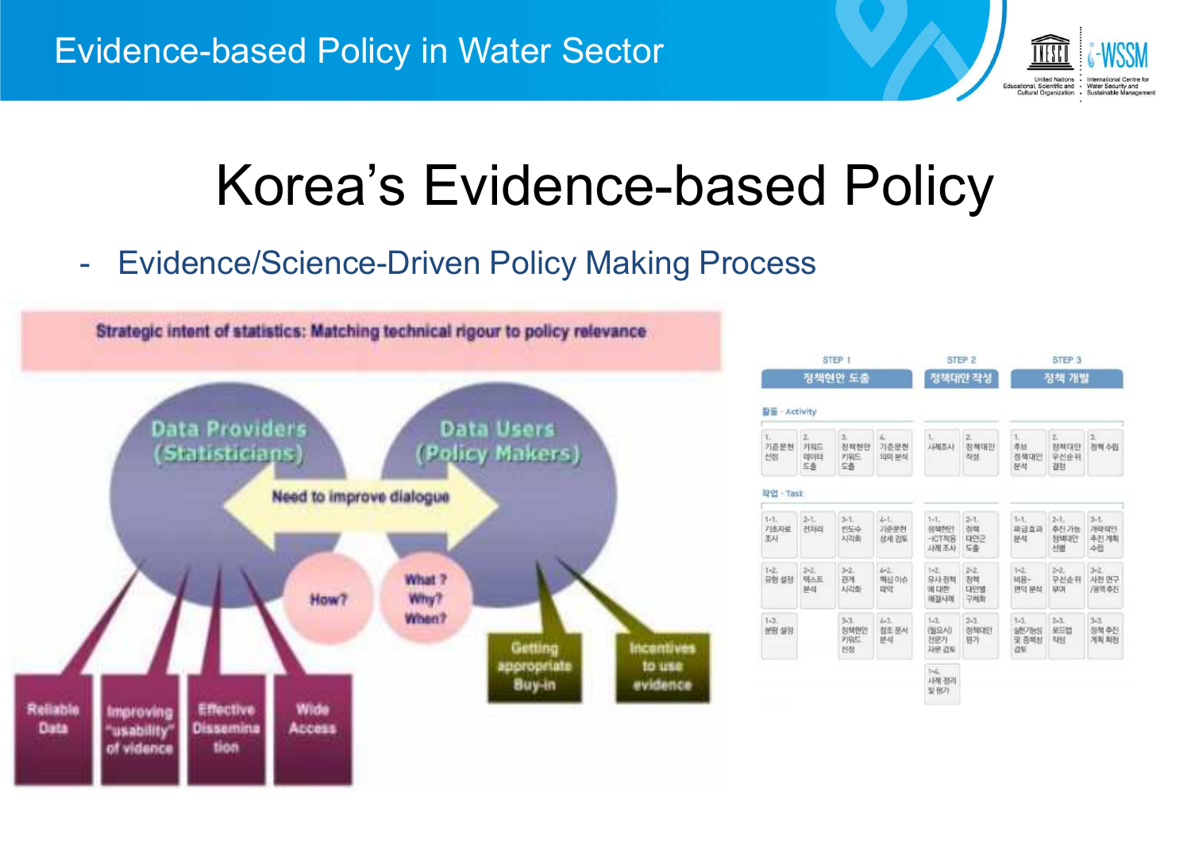# Korea's Evidence-based Policy

- Evidence/Science-Driven Policy Making Process

Strategic intent of statistics: Matching technical rigour to policy relevance

Data Providers (Statisticians)

Data Users (Policy Makers)

Need to improve dialogue

How?

What? Why? When?

Reliable Data

Improving "usability" of vidence

Effective Dissemination

Wide Access

Getting appropriate Buy-in

Incentives to use evidence

| STEP 1 | | | | STEP 2 | | STEP 3 | | |
|---|---|---|---|---|---|---|---|---|
| 정책현안 도출 | | | | 정책대안 작성 | | 정책 개발 | | |
| 활동 · Activity | | | | | | | | |
| 1. 기준문헌 선정 | 2. 키워드 데이터 도출 | 3. 정책현안 키워드 도출 | 4. 기준문헌 의미 분석 | 1. 사례조사 | 2. 정책대안 작성 | 1. 추보 정책대안 분석 | 2. 정책대안 우선순위 결정 | 3. 정책 수립 |
| 작업 · Task | | | | | | | | |
| 1-1. 기초자료 조사 | 2-1. 전처리 | 3-1. 빈도수 시각화 | 4-1. 기준문헌 상세 검토 | 1-1. 정책현안 -ICT적용 사례 조사 | 2-1. 정책 대안군 도출 | 1-1. 파급효과 분석 | 2-1. 추진 가능 정책대안 선별 | 3-1. 개략적인 추진 계획 수립 |
| 1-2. 유형 설정 | 2-2. 텍스트 분석 | 3-2. 관계 시각화 | 4-2. 핵심 이슈 파악 | 1-2. 유사 정책에 대한 해결사례 | 2-2. 정책 대안별 구체화 | 1-2. 비용-편익 분석 | 2-2. 우선순위 부여 | 3-2. 사전 연구 /용역 추진 |
| 1-3. 분량 설정 | | 3-3. 정책현안 키워드 선정 | 4-3. 참조 문서 분석 | 1-3. (필요시) 전문가 자문 검토 | 2-3. 정책대안 평가 | 1-3. 실현가능성 및 중복성 검토 | 2-3. 로드맵 작성 | 3-3. 정책 추진 계획 확정 |
| | | | | 1-4. 사례 정리 및 평가 | | | | |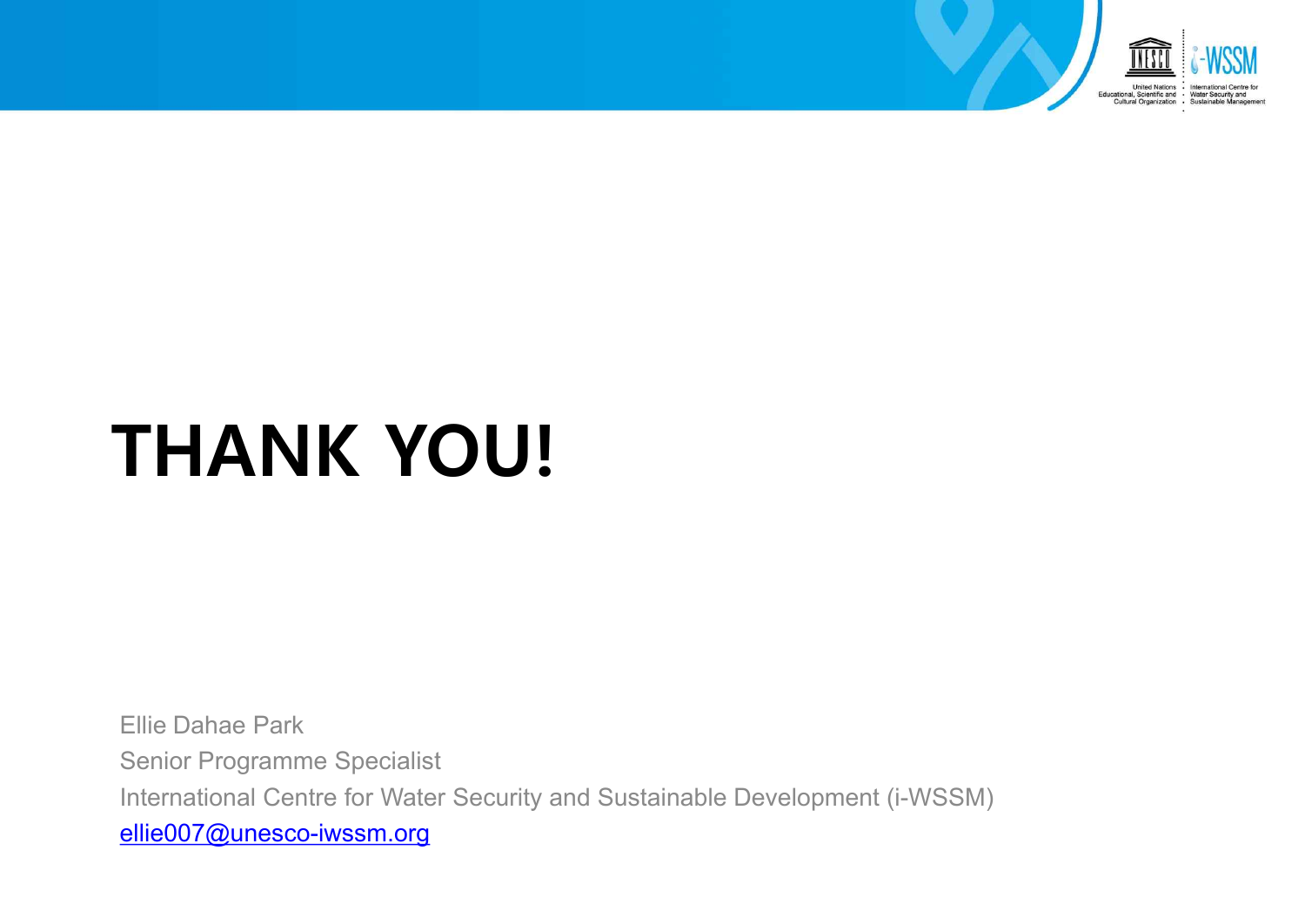# THANK YOU!

Ellie Dahae Park

Senior Programme Specialist

International Centre for Water Security and Sustainable Development (i-WSSM)

ellie007@unesco-iwssm.org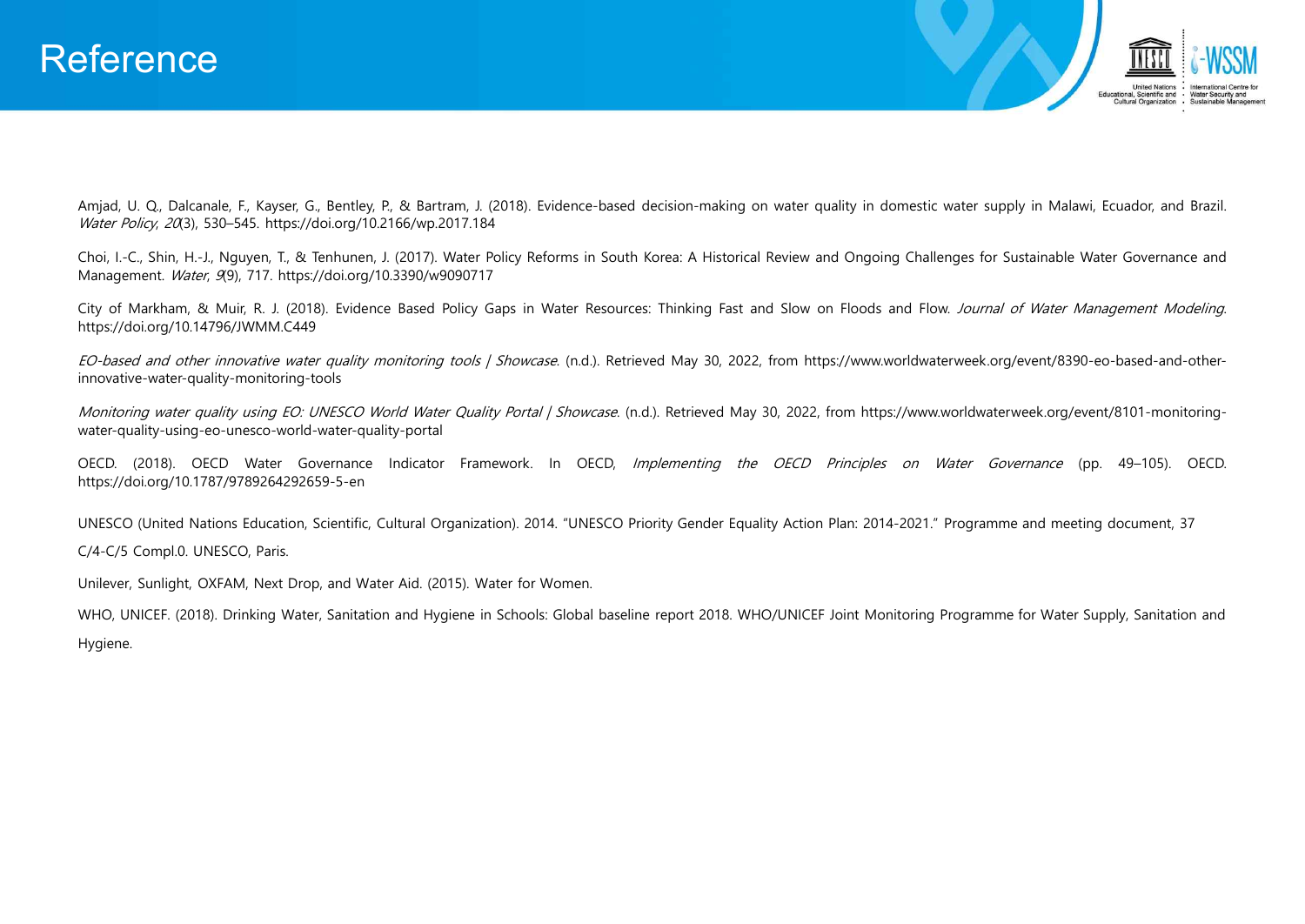# Reference

Amjad, U. Q., Dalcanale, F., Kayser, G., Bentley, P., & Bartram, J. (2018). Evidence-based decision-making on water quality in domestic water supply in Malawi, Ecuador, and Brazil. *Water Policy*, *20*(3), 530–545. https://doi.org/10.2166/wp.2017.184

Choi, I.-C., Shin, H.-J., Nguyen, T., & Tenhunen, J. (2017). Water Policy Reforms in South Korea: A Historical Review and Ongoing Challenges for Sustainable Water Governance and Management. *Water*, *9*(9), 717. https://doi.org/10.3390/w9090717

City of Markham, & Muir, R. J. (2018). Evidence Based Policy Gaps in Water Resources: Thinking Fast and Slow on Floods and Flow. *Journal of Water Management Modeling*. https://doi.org/10.14796/JWMM.C449

*EO-based and other innovative water quality monitoring tools | Showcase*. (n.d.). Retrieved May 30, 2022, from https://www.worldwaterweek.org/event/8390-eo-based-and-other-innovative-water-quality-monitoring-tools

*Monitoring water quality using EO: UNESCO World Water Quality Portal | Showcase*. (n.d.). Retrieved May 30, 2022, from https://www.worldwaterweek.org/event/8101-monitoring-water-quality-using-eo-unesco-world-water-quality-portal

OECD. (2018). OECD Water Governance Indicator Framework. In OECD, *Implementing the OECD Principles on Water Governance* (pp. 49–105). OECD. https://doi.org/10.1787/9789264292659-5-en

UNESCO (United Nations Education, Scientific, Cultural Organization). 2014. "UNESCO Priority Gender Equality Action Plan: 2014-2021." Programme and meeting document, 37 C/4-C/5 Compl.0. UNESCO, Paris.

Unilever, Sunlight, OXFAM, Next Drop, and Water Aid. (2015). Water for Women.

WHO, UNICEF. (2018). Drinking Water, Sanitation and Hygiene in Schools: Global baseline report 2018. WHO/UNICEF Joint Monitoring Programme for Water Supply, Sanitation and Hygiene.